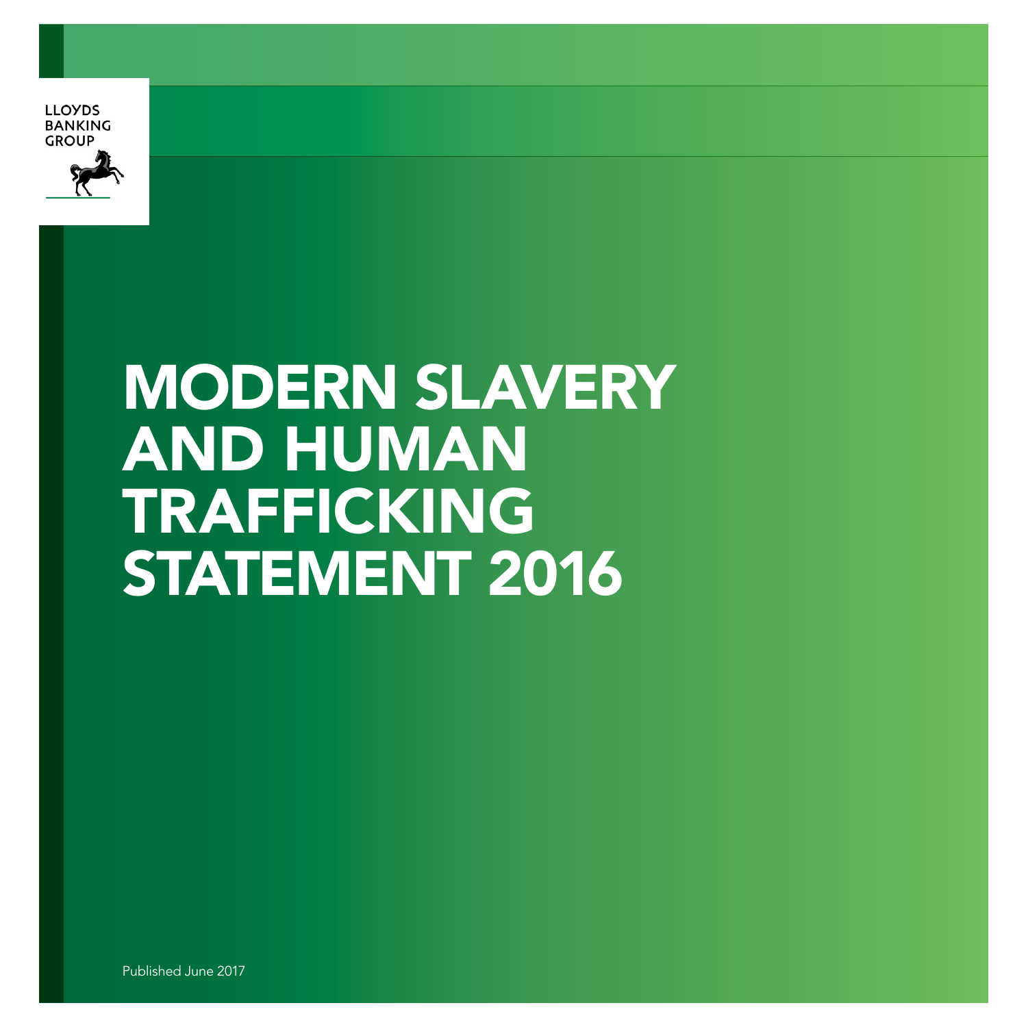LLOYDS BANKING GROUP

# MODERN SLAVERY AND HUMAN TRAFFICKING STATEMENT 2016

Published June 2017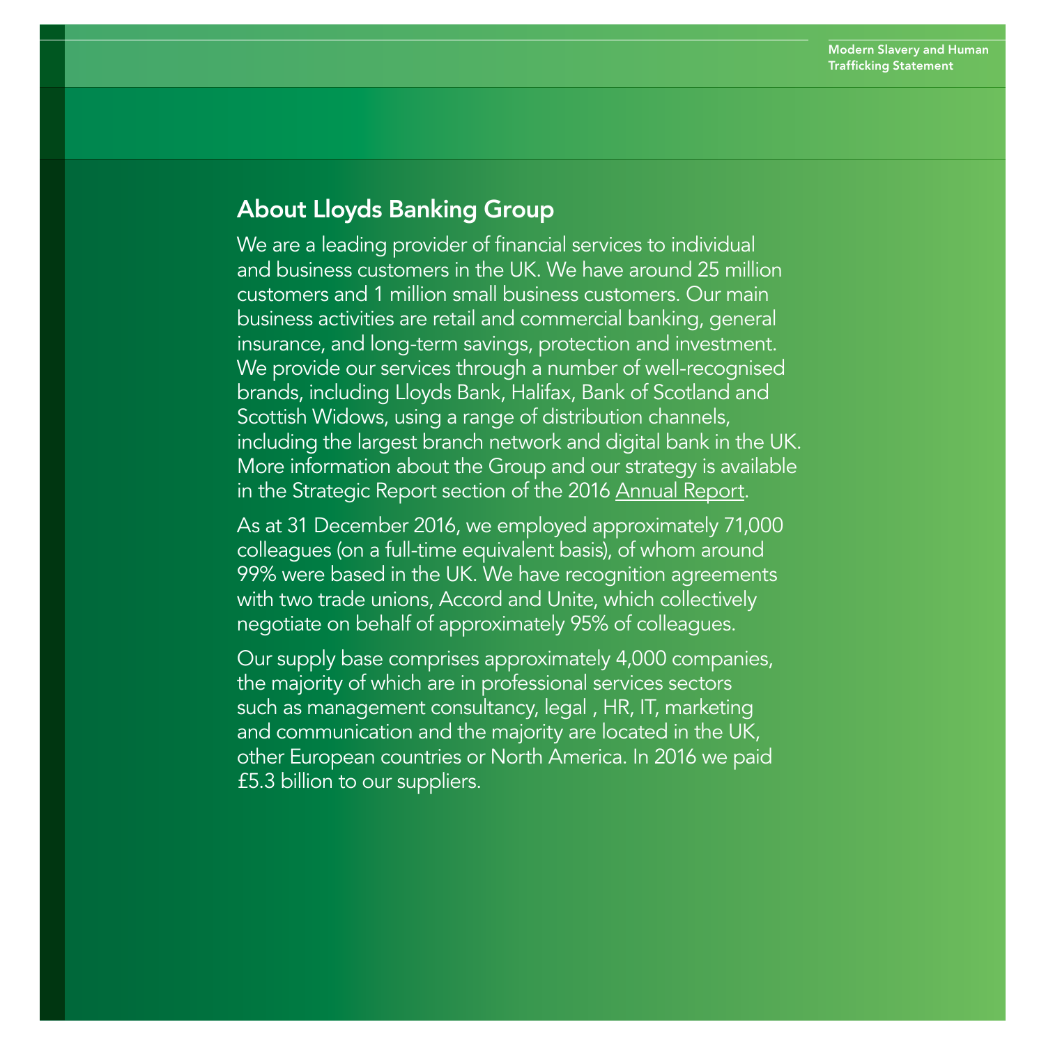## About Lloyds Banking Group

We are a leading provider of financial services to individual and business customers in the UK. We have around 25 million customers and 1 million small business customers. Our main business activities are retail and commercial banking, general insurance, and long-term savings, protection and investment. We provide our services through a number of well-recognised brands, including Lloyds Bank, Halifax, Bank of Scotland and Scottish Widows, using a range of distribution channels, including the largest branch network and digital bank in the UK. More information about the Group and our strategy is available in the Strategic Report section of the 2016 Annual Report.

As at 31 December 2016, we employed approximately 71,000 colleagues (on a full-time equivalent basis), of whom around 99% were based in the UK. We have recognition agreements with two trade unions, Accord and Unite, which collectively negotiate on behalf of approximately 95% of colleagues.

Our supply base comprises approximately 4,000 companies, the majority of which are in professional services sectors such as management consultancy, legal , HR, IT, marketing and communication and the majority are located in the UK, other European countries or North America. In 2016 we paid £5.3 billion to our suppliers.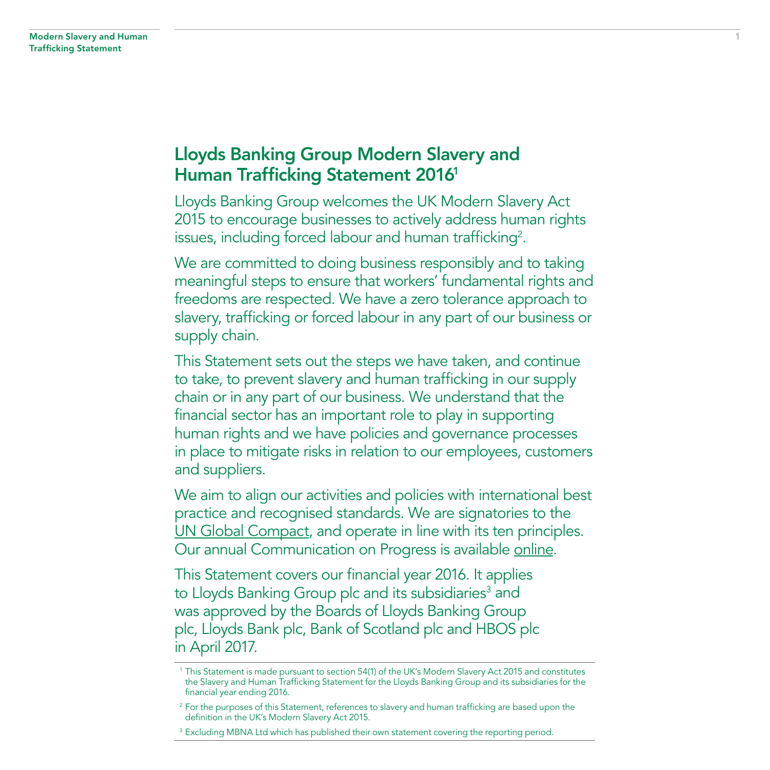# Lloyds Banking Group Modern Slavery and Human Trafficking Statement 2016[1]

Lloyds Banking Group welcomes the UK Modern Slavery Act 2015 to encourage businesses to actively address human rights issues, including forced labour and human trafficking[2].

We are committed to doing business responsibly and to taking meaningful steps to ensure that workers' fundamental rights and freedoms are respected. We have a zero tolerance approach to slavery, trafficking or forced labour in any part of our business or supply chain.

This Statement sets out the steps we have taken, and continue to take, to prevent slavery and human trafficking in our supply chain or in any part of our business. We understand that the financial sector has an important role to play in supporting human rights and we have policies and governance processes in place to mitigate risks in relation to our employees, customers and suppliers.

We aim to align our activities and policies with international best practice and recognised standards. We are signatories to the UN Global Compact, and operate in line with its ten principles. Our annual Communication on Progress is available online.

This Statement covers our financial year 2016. It applies to Lloyds Banking Group plc and its subsidiaries[3] and was approved by the Boards of Lloyds Banking Group plc, Lloyds Bank plc, Bank of Scotland plc and HBOS plc in April 2017.

---

[1] This Statement is made pursuant to section 54(1) of the UK's Modern Slavery Act 2015 and constitutes the Slavery and Human Trafficking Statement for the Lloyds Banking Group and its subsidiaries for the financial year ending 2016.

[2] For the purposes of this Statement, references to slavery and human trafficking are based upon the definition in the UK's Modern Slavery Act 2015.

[3] Excluding MBNA Ltd which has published their own statement covering the reporting period.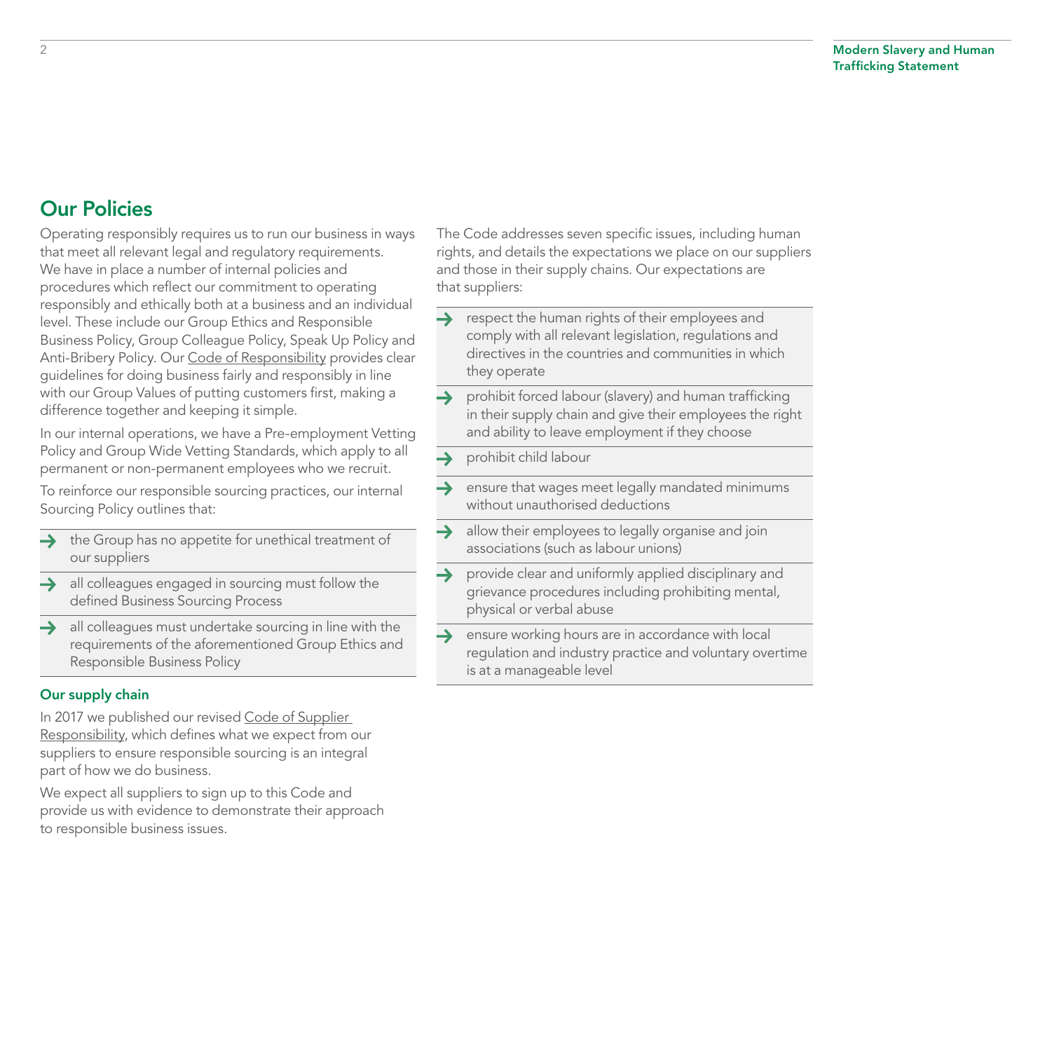## Our Policies

Operating responsibly requires us to run our business in ways that meet all relevant legal and regulatory requirements. We have in place a number of internal policies and procedures which reflect our commitment to operating responsibly and ethically both at a business and an individual level. These include our Group Ethics and Responsible Business Policy, Group Colleague Policy, Speak Up Policy and Anti-Bribery Policy. Our Code of Responsibility provides clear guidelines for doing business fairly and responsibly in line with our Group Values of putting customers first, making a difference together and keeping it simple.

In our internal operations, we have a Pre-employment Vetting Policy and Group Wide Vetting Standards, which apply to all permanent or non-permanent employees who we recruit.

To reinforce our responsible sourcing practices, our internal Sourcing Policy outlines that:

- the Group has no appetite for unethical treatment of our suppliers
- all colleagues engaged in sourcing must follow the defined Business Sourcing Process
- all colleagues must undertake sourcing in line with the requirements of the aforementioned Group Ethics and Responsible Business Policy

### Our supply chain

In 2017 we published our revised Code of Supplier Responsibility, which defines what we expect from our suppliers to ensure responsible sourcing is an integral part of how we do business.

We expect all suppliers to sign up to this Code and provide us with evidence to demonstrate their approach to responsible business issues.

The Code addresses seven specific issues, including human rights, and details the expectations we place on our suppliers and those in their supply chains. Our expectations are that suppliers:

- respect the human rights of their employees and comply with all relevant legislation, regulations and directives in the countries and communities in which they operate
- prohibit forced labour (slavery) and human trafficking in their supply chain and give their employees the right and ability to leave employment if they choose
- prohibit child labour
- ensure that wages meet legally mandated minimums without unauthorised deductions
- allow their employees to legally organise and join associations (such as labour unions)
- provide clear and uniformly applied disciplinary and grievance procedures including prohibiting mental, physical or verbal abuse
- ensure working hours are in accordance with local regulation and industry practice and voluntary overtime is at a manageable level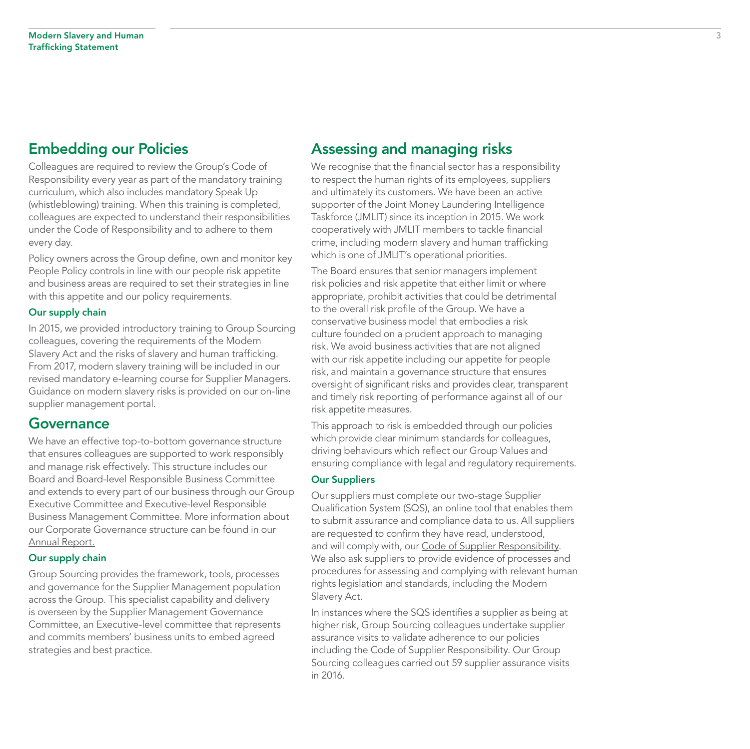## Embedding our Policies

Colleagues are required to review the Group's Code of Responsibility every year as part of the mandatory training curriculum, which also includes mandatory Speak Up (whistleblowing) training. When this training is completed, colleagues are expected to understand their responsibilities under the Code of Responsibility and to adhere to them every day.

Policy owners across the Group define, own and monitor key People Policy controls in line with our people risk appetite and business areas are required to set their strategies in line with this appetite and our policy requirements.

### Our supply chain

In 2015, we provided introductory training to Group Sourcing colleagues, covering the requirements of the Modern Slavery Act and the risks of slavery and human trafficking. From 2017, modern slavery training will be included in our revised mandatory e-learning course for Supplier Managers. Guidance on modern slavery risks is provided on our on-line supplier management portal.

## Governance

We have an effective top-to-bottom governance structure that ensures colleagues are supported to work responsibly and manage risk effectively. This structure includes our Board and Board-level Responsible Business Committee and extends to every part of our business through our Group Executive Committee and Executive-level Responsible Business Management Committee. More information about our Corporate Governance structure can be found in our Annual Report.

### Our supply chain

Group Sourcing provides the framework, tools, processes and governance for the Supplier Management population across the Group. This specialist capability and delivery is overseen by the Supplier Management Governance Committee, an Executive-level committee that represents and commits members' business units to embed agreed strategies and best practice.

## Assessing and managing risks

We recognise that the financial sector has a responsibility to respect the human rights of its employees, suppliers and ultimately its customers. We have been an active supporter of the Joint Money Laundering Intelligence Taskforce (JMLIT) since its inception in 2015. We work cooperatively with JMLIT members to tackle financial crime, including modern slavery and human trafficking which is one of JMLIT's operational priorities.

The Board ensures that senior managers implement risk policies and risk appetite that either limit or where appropriate, prohibit activities that could be detrimental to the overall risk profile of the Group. We have a conservative business model that embodies a risk culture founded on a prudent approach to managing risk. We avoid business activities that are not aligned with our risk appetite including our appetite for people risk, and maintain a governance structure that ensures oversight of significant risks and provides clear, transparent and timely risk reporting of performance against all of our risk appetite measures.

This approach to risk is embedded through our policies which provide clear minimum standards for colleagues, driving behaviours which reflect our Group Values and ensuring compliance with legal and regulatory requirements.

### Our Suppliers

Our suppliers must complete our two-stage Supplier Qualification System (SQS), an online tool that enables them to submit assurance and compliance data to us. All suppliers are requested to confirm they have read, understood, and will comply with, our Code of Supplier Responsibility. We also ask suppliers to provide evidence of processes and procedures for assessing and complying with relevant human rights legislation and standards, including the Modern Slavery Act.

In instances where the SQS identifies a supplier as being at higher risk, Group Sourcing colleagues undertake supplier assurance visits to validate adherence to our policies including the Code of Supplier Responsibility. Our Group Sourcing colleagues carried out 59 supplier assurance visits in 2016.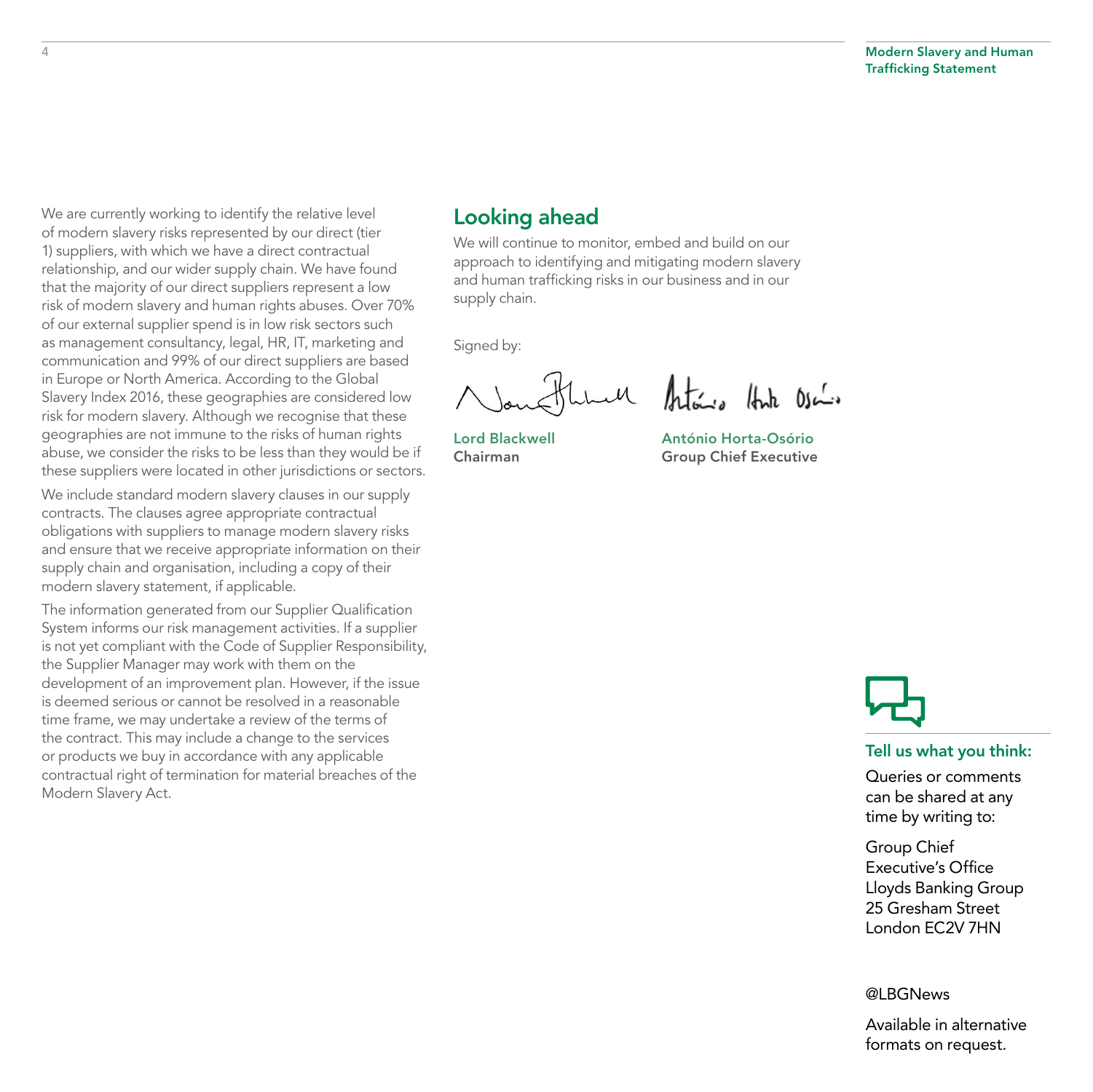We are currently working to identify the relative level of modern slavery risks represented by our direct (tier 1) suppliers, with which we have a direct contractual relationship, and our wider supply chain. We have found that the majority of our direct suppliers represent a low risk of modern slavery and human rights abuses. Over 70% of our external supplier spend is in low risk sectors such as management consultancy, legal, HR, IT, marketing and communication and 99% of our direct suppliers are based in Europe or North America. According to the Global Slavery Index 2016, these geographies are considered low risk for modern slavery. Although we recognise that these geographies are not immune to the risks of human rights abuse, we consider the risks to be less than they would be if these suppliers were located in other jurisdictions or sectors.

We include standard modern slavery clauses in our supply contracts. The clauses agree appropriate contractual obligations with suppliers to manage modern slavery risks and ensure that we receive appropriate information on their supply chain and organisation, including a copy of their modern slavery statement, if applicable.

The information generated from our Supplier Qualification System informs our risk management activities. If a supplier is not yet compliant with the Code of Supplier Responsibility, the Supplier Manager may work with them on the development of an improvement plan. However, if the issue is deemed serious or cannot be resolved in a reasonable time frame, we may undertake a review of the terms of the contract. This may include a change to the services or products we buy in accordance with any applicable contractual right of termination for material breaches of the Modern Slavery Act.

## Looking ahead

We will continue to monitor, embed and build on our approach to identifying and mitigating modern slavery and human trafficking risks in our business and in our supply chain.

Signed by:

**Lord Blackwell**
**Chairman**

**António Horta-Osório**
**Group Chief Executive**

### Tell us what you think:

Queries or comments can be shared at any time by writing to:

Group Chief Executive's Office
Lloyds Banking Group
25 Gresham Street
London EC2V 7HN

@LBGNews

Available in alternative formats on request.